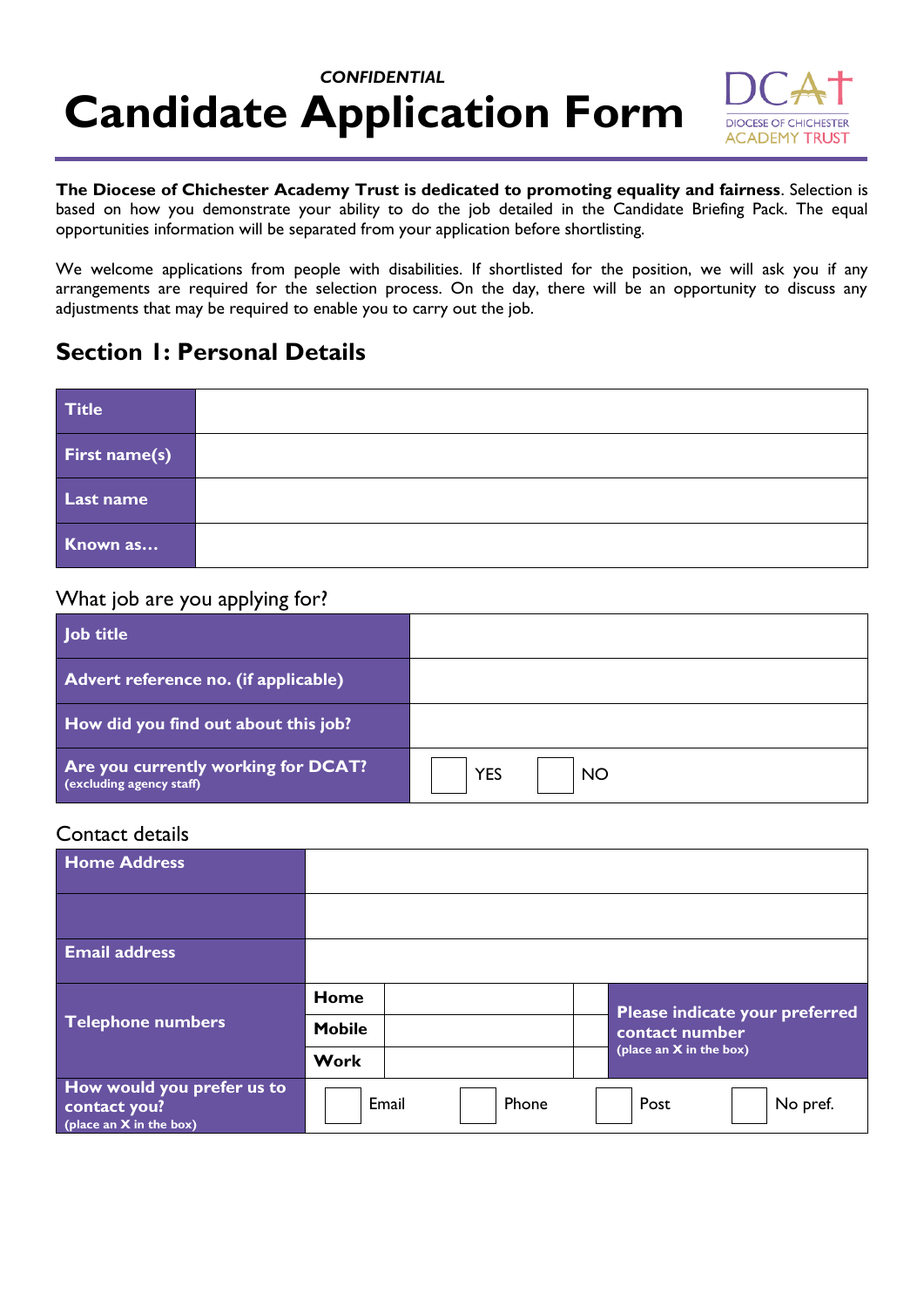*CONFIDENTIAL*

# Candidate Application Form

DCAT
DIOCESE OF CHICHESTER ACADEMY TRUST

**The Diocese of Chichester Academy Trust is dedicated to promoting equality and fairness**. Selection is based on how you demonstrate your ability to do the job detailed in the Candidate Briefing Pack. The equal opportunities information will be separated from your application before shortlisting.

We welcome applications from people with disabilities. If shortlisted for the position, we will ask you if any arrangements are required for the selection process. On the day, there will be an opportunity to discuss any adjustments that may be required to enable you to carry out the job.

## Section 1: Personal Details

| | |
|---|---|
| **Title** | |
| **First name(s)** | |
| **Last name** | |
| **Known as…** | |

What job are you applying for?

| | |
|---|---|
| **Job title** | |
| **Advert reference no. (if applicable)** | |
| **How did you find out about this job?** | |
| **Are you currently working for DCAT?** (excluding agency staff) | ☐ YES ☐ NO |

Contact details

| | | | | |
|---|---|---|---|---|
| **Home Address** | | | | |
| | | | | |
| **Email address** | | | | |
| **Telephone numbers** | **Home** | | ☐ | **Please indicate your preferred contact number** (place an X in the box) |
| | **Mobile** | | ☐ | |
| | **Work** | | ☐ | |
| **How would you prefer us to contact you?** (place an X in the box) | ☐ Email | ☐ Phone | ☐ Post | ☐ No pref. |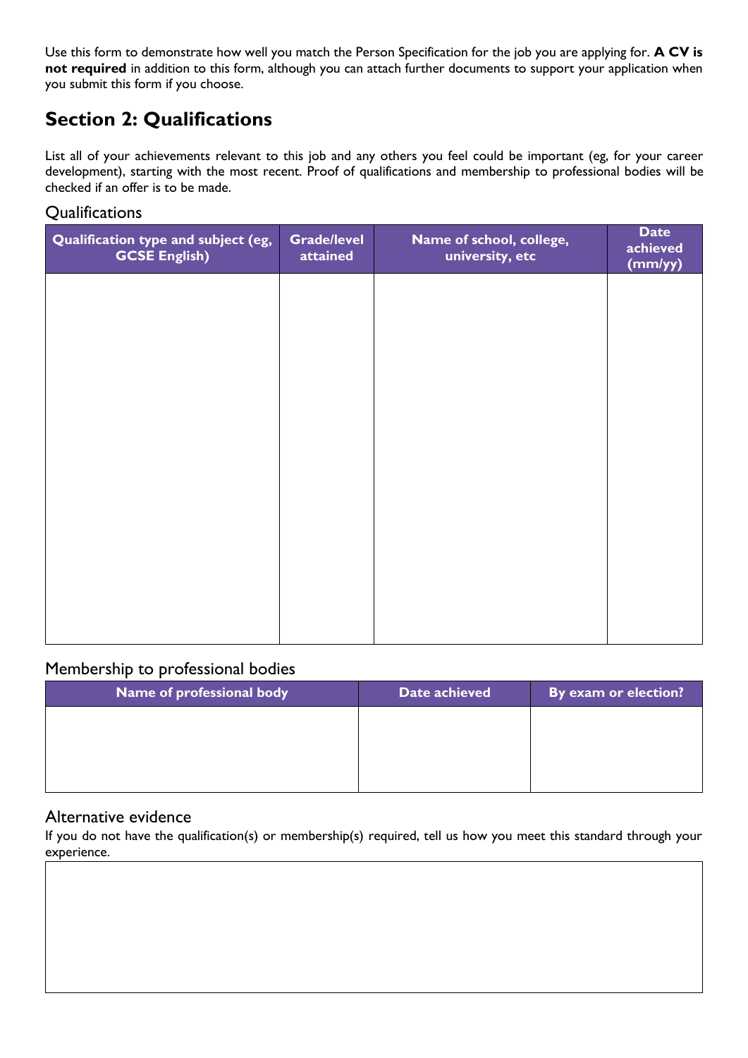Use this form to demonstrate how well you match the Person Specification for the job you are applying for. **A CV is not required** in addition to this form, although you can attach further documents to support your application when you submit this form if you choose.

## Section 2: Qualifications

List all of your achievements relevant to this job and any others you feel could be important (eg, for your career development), starting with the most recent. Proof of qualifications and membership to professional bodies will be checked if an offer is to be made.

### Qualifications

| Qualification type and subject (eg, GCSE English) | Grade/level attained | Name of school, college, university, etc | Date achieved (mm/yy) |
|---|---|---|---|
| | | | |

### Membership to professional bodies

| Name of professional body | Date achieved | By exam or election? |
|---|---|---|
| | | |

### Alternative evidence

If you do not have the qualification(s) or membership(s) required, tell us how you meet this standard through your experience.

| |
|---|
| |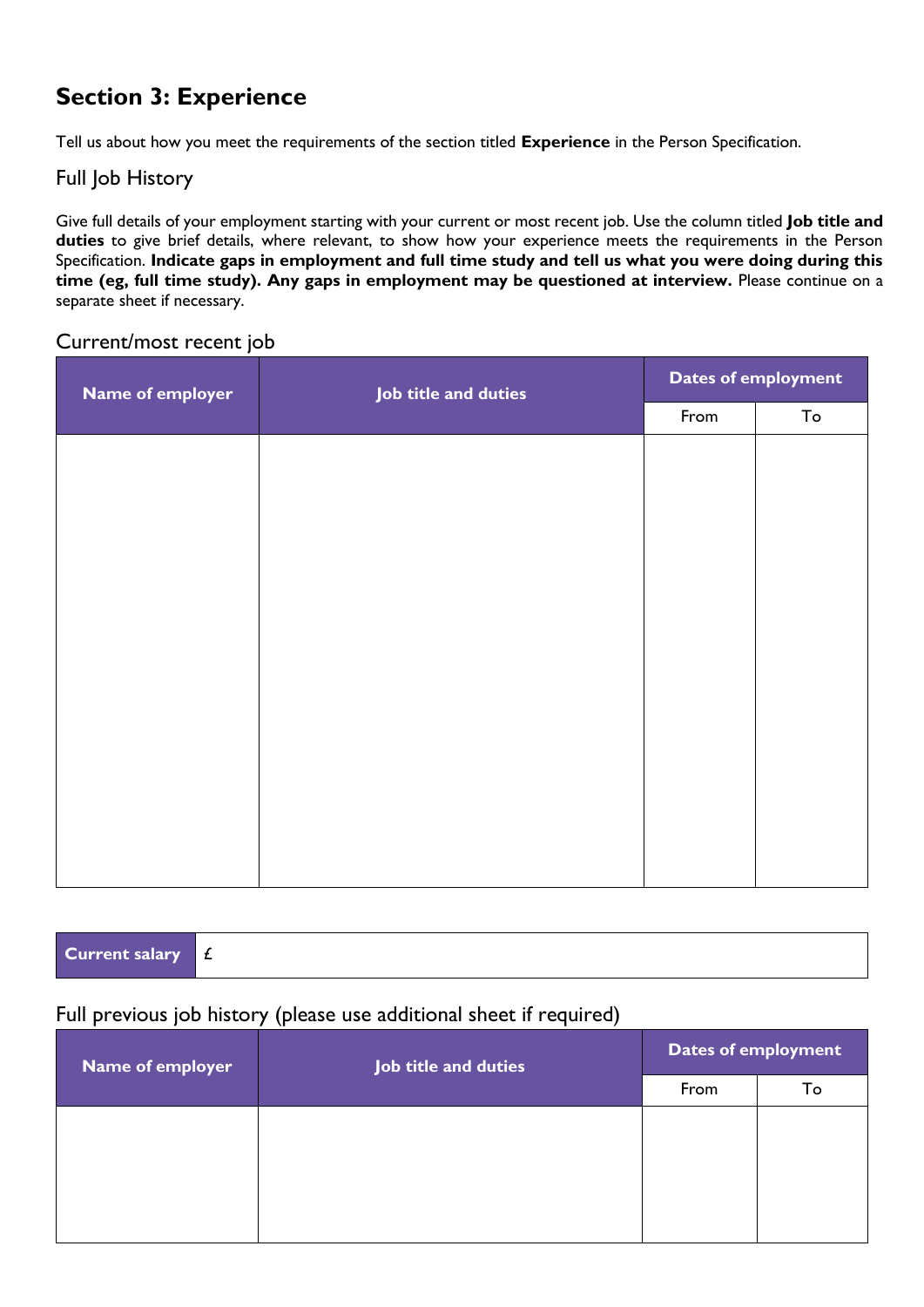## Section 3: Experience

Tell us about how you meet the requirements of the section titled **Experience** in the Person Specification.

### Full Job History

Give full details of your employment starting with your current or most recent job. Use the column titled **Job title and duties** to give brief details, where relevant, to show how your experience meets the requirements in the Person Specification. **Indicate gaps in employment and full time study and tell us what you were doing during this time (eg, full time study). Any gaps in employment may be questioned at interview.** Please continue on a separate sheet if necessary.

### Current/most recent job

| Name of employer | Job title and duties | Dates of employment | |
|---|---|---|---|
| | | From | To |
| | | | |

| Current salary | £ |
|---|---|

### Full previous job history (please use additional sheet if required)

| Name of employer | Job title and duties | Dates of employment | |
|---|---|---|---|
| | | From | To |
| | | | |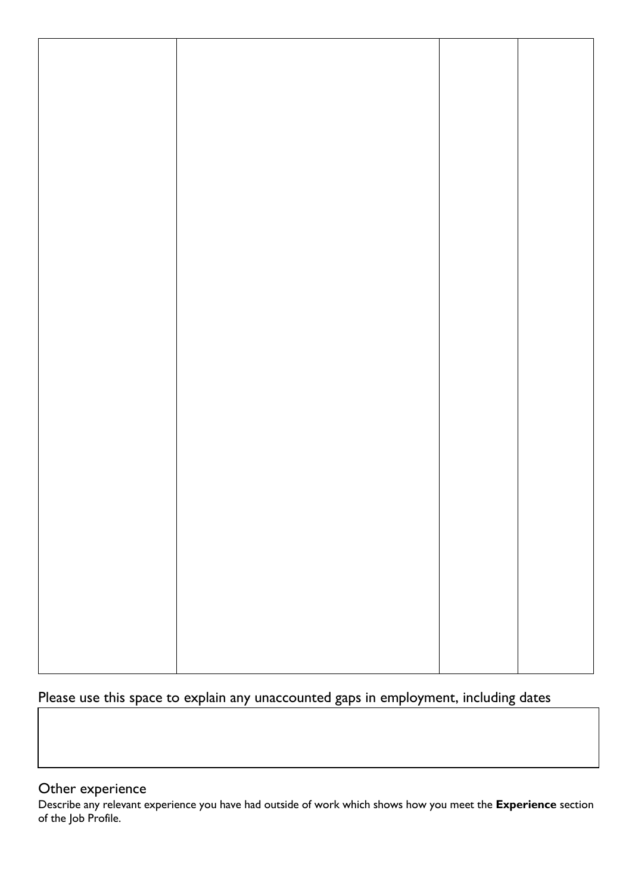| | | | |
|---|---|---|---|
| | | | |

Please use this space to explain any unaccounted gaps in employment, including dates

| |
|---|
| |

## Other experience

Describe any relevant experience you have had outside of work which shows how you meet the **Experience** section of the Job Profile.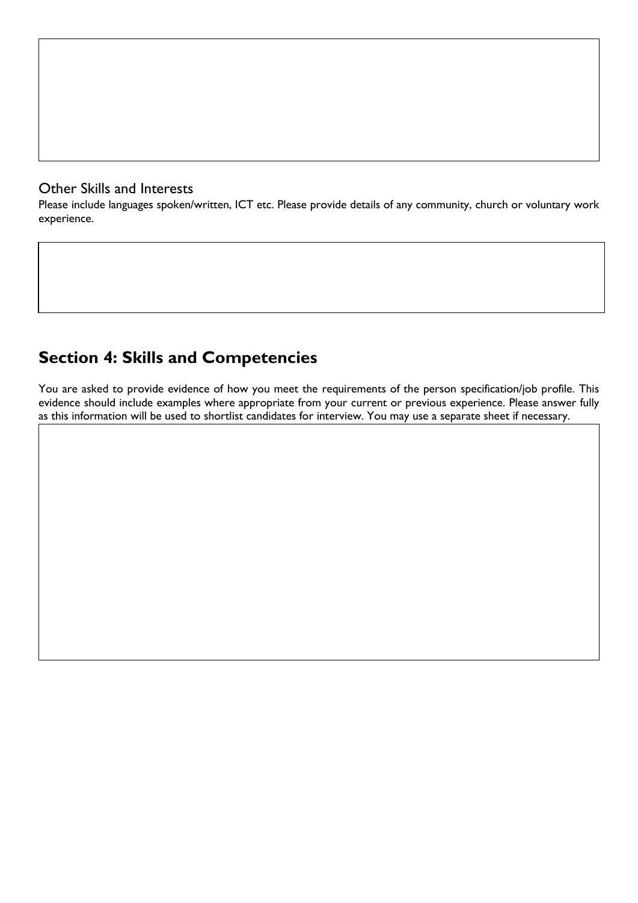### Other Skills and Interests

Please include languages spoken/written, ICT etc. Please provide details of any community, church or voluntary work experience.

## Section 4: Skills and Competencies

You are asked to provide evidence of how you meet the requirements of the person specification/job profile. This evidence should include examples where appropriate from your current or previous experience. Please answer fully as this information will be used to shortlist candidates for interview. You may use a separate sheet if necessary.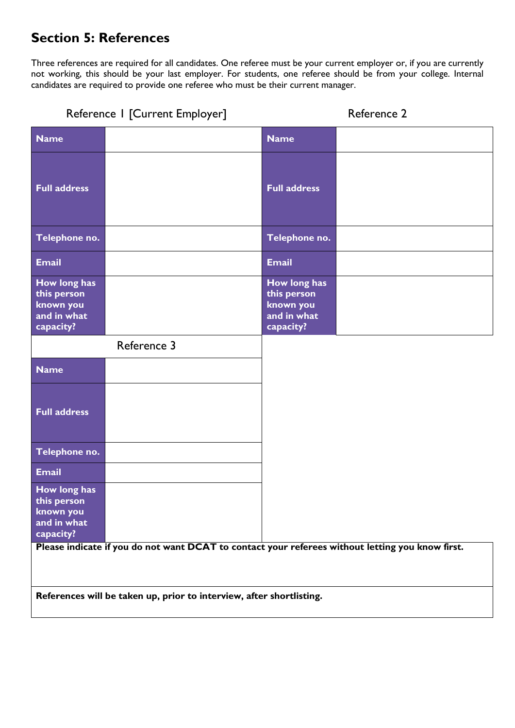## Section 5: References

Three references are required for all candidates. One referee must be your current employer or, if you are currently not working, this should be your last employer. For students, one referee should be from your college. Internal candidates are required to provide one referee who must be their current manager.

| Reference 1 [Current Employer] | | Reference 2 | |
|---|---|---|---|
| **Name** | | **Name** | |
| **Full address** | | **Full address** | |
| **Telephone no.** | | **Telephone no.** | |
| **Email** | | **Email** | |
| **How long has this person known you and in what capacity?** | | **How long has this person known you and in what capacity?** | |

| Reference 3 | |
|---|---|
| **Name** | |
| **Full address** | |
| **Telephone no.** | |
| **Email** | |
| **How long has this person known you and in what capacity?** | |

**Please indicate if you do not want DCAT to contact your referees without letting you know first.**

**References will be taken up, prior to interview, after shortlisting.**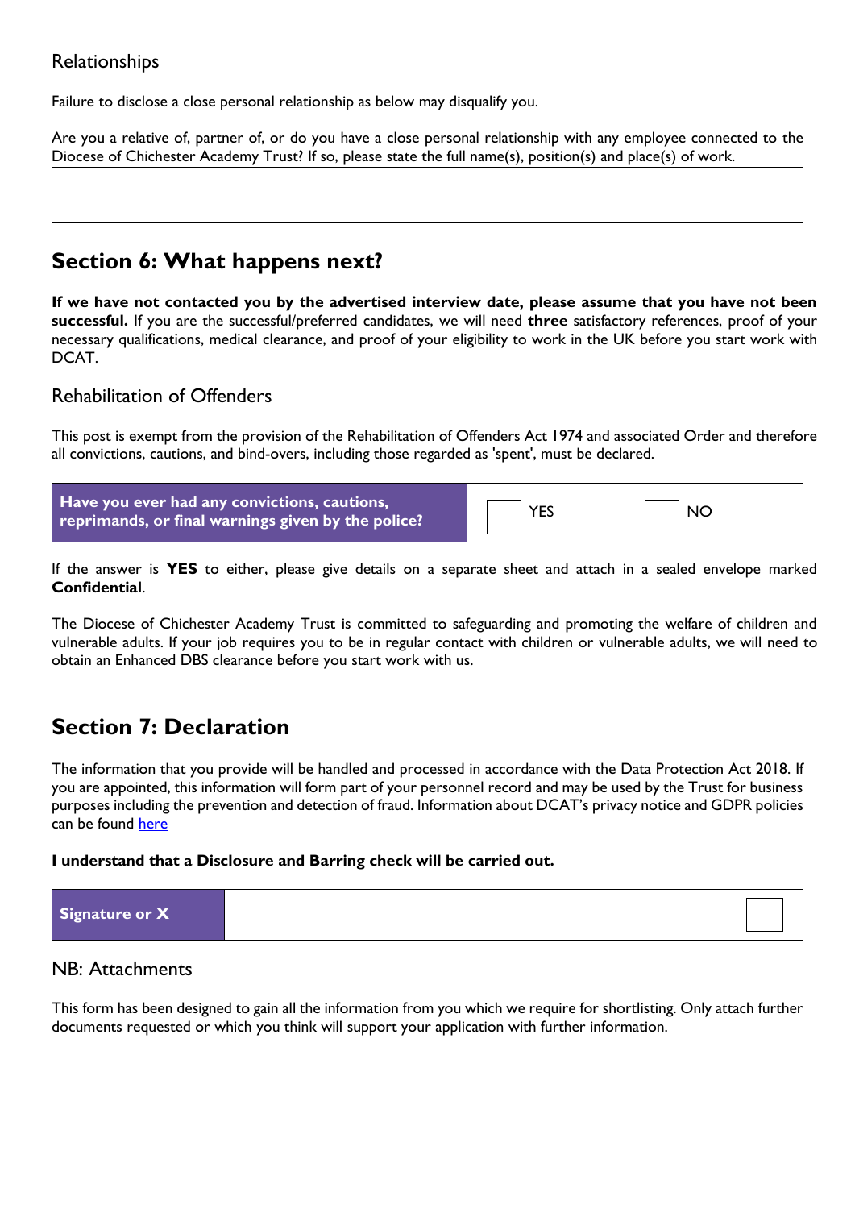### Relationships

Failure to disclose a close personal relationship as below may disqualify you.

Are you a relative of, partner of, or do you have a close personal relationship with any employee connected to the Diocese of Chichester Academy Trust? If so, please state the full name(s), position(s) and place(s) of work.

| |
|---|
| |

## Section 6: What happens next?

**If we have not contacted you by the advertised interview date, please assume that you have not been successful.** If you are the successful/preferred candidates, we will need **three** satisfactory references, proof of your necessary qualifications, medical clearance, and proof of your eligibility to work in the UK before you start work with DCAT.

### Rehabilitation of Offenders

This post is exempt from the provision of the Rehabilitation of Offenders Act 1974 and associated Order and therefore all convictions, cautions, and bind-overs, including those regarded as 'spent', must be declared.

| **Have you ever had any convictions, cautions, reprimands, or final warnings given by the police?** | ☐ YES | ☐ NO |
|---|---|---|

If the answer is **YES** to either, please give details on a separate sheet and attach in a sealed envelope marked **Confidential**.

The Diocese of Chichester Academy Trust is committed to safeguarding and promoting the welfare of children and vulnerable adults. If your job requires you to be in regular contact with children or vulnerable adults, we will need to obtain an Enhanced DBS clearance before you start work with us.

## Section 7: Declaration

The information that you provide will be handled and processed in accordance with the Data Protection Act 2018. If you are appointed, this information will form part of your personnel record and may be used by the Trust for business purposes including the prevention and detection of fraud. Information about DCAT's privacy notice and GDPR policies can be found [here]

**I understand that a Disclosure and Barring check will be carried out.**

| **Signature or X** | ☐ |
|---|---|

### NB: Attachments

This form has been designed to gain all the information from you which we require for shortlisting. Only attach further documents requested or which you think will support your application with further information.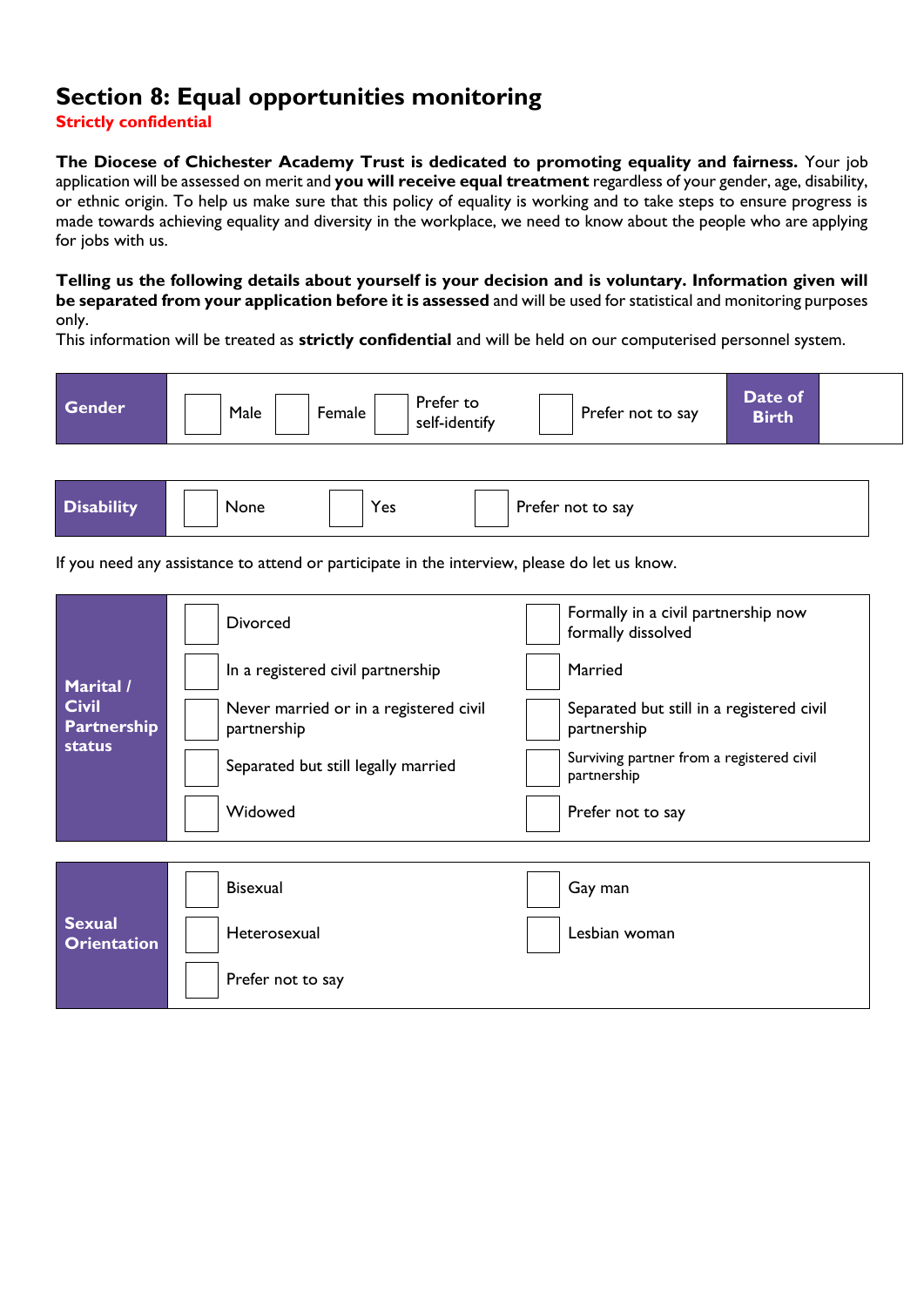## Section 8: Equal opportunities monitoring

**Strictly confidential**

**The Diocese of Chichester Academy Trust is dedicated to promoting equality and fairness.** Your job application will be assessed on merit and **you will receive equal treatment** regardless of your gender, age, disability, or ethnic origin. To help us make sure that this policy of equality is working and to take steps to ensure progress is made towards achieving equality and diversity in the workplace, we need to know about the people who are applying for jobs with us.

**Telling us the following details about yourself is your decision and is voluntary. Information given will be separated from your application before it is assessed** and will be used for statistical and monitoring purposes only.

This information will be treated as **strictly confidential** and will be held on our computerised personnel system.

| **Gender** | ☐ Male | ☐ Female | ☐ Prefer to self-identify | ☐ Prefer not to say | **Date of Birth** | |
|---|---|---|---|---|---|---|

| **Disability** | ☐ None | ☐ Yes | ☐ Prefer not to say |
|---|---|---|---|

If you need any assistance to attend or participate in the interview, please do let us know.

| **Marital / Civil Partnership status** | | |
|---|---|---|
| | ☐ Divorced | ☐ Formally in a civil partnership now formally dissolved |
| | ☐ In a registered civil partnership | ☐ Married |
| | ☐ Never married or in a registered civil partnership | ☐ Separated but still in a registered civil partnership |
| | ☐ Separated but still legally married | ☐ Surviving partner from a registered civil partnership |
| | ☐ Widowed | ☐ Prefer not to say |

| **Sexual Orientation** | | |
|---|---|---|
| | ☐ Bisexual | ☐ Gay man |
| | ☐ Heterosexual | ☐ Lesbian woman |
| | ☐ Prefer not to say | |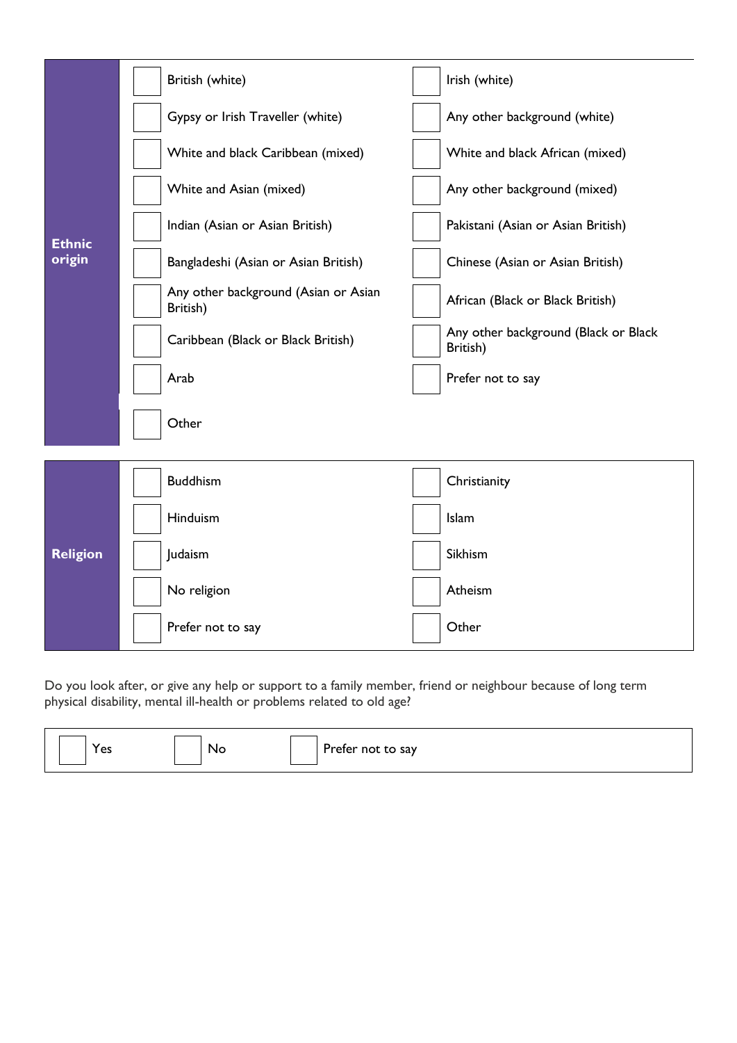| | | |
|---|---|---|
| **Ethnic origin** | ☐ British (white) | ☐ Irish (white) |
| | ☐ Gypsy or Irish Traveller (white) | ☐ Any other background (white) |
| | ☐ White and black Caribbean (mixed) | ☐ White and black African (mixed) |
| | ☐ White and Asian (mixed) | ☐ Any other background (mixed) |
| | ☐ Indian (Asian or Asian British) | ☐ Pakistani (Asian or Asian British) |
| | ☐ Bangladeshi (Asian or Asian British) | ☐ Chinese (Asian or Asian British) |
| | ☐ Any other background (Asian or Asian British) | ☐ African (Black or Black British) |
| | ☐ Caribbean (Black or Black British) | ☐ Any other background (Black or Black British) |
| | ☐ Arab | ☐ Prefer not to say |
| | ☐ Other | |

| | | |
|---|---|---|
| **Religion** | ☐ Buddhism | ☐ Christianity |
| | ☐ Hinduism | ☐ Islam |
| | ☐ Judaism | ☐ Sikhism |
| | ☐ No religion | ☐ Atheism |
| | ☐ Prefer not to say | ☐ Other |

Do you look after, or give any help or support to a family member, friend or neighbour because of long term physical disability, mental ill-health or problems related to old age?

| | | |
|---|---|---|
| ☐ Yes | ☐ No | ☐ Prefer not to say |